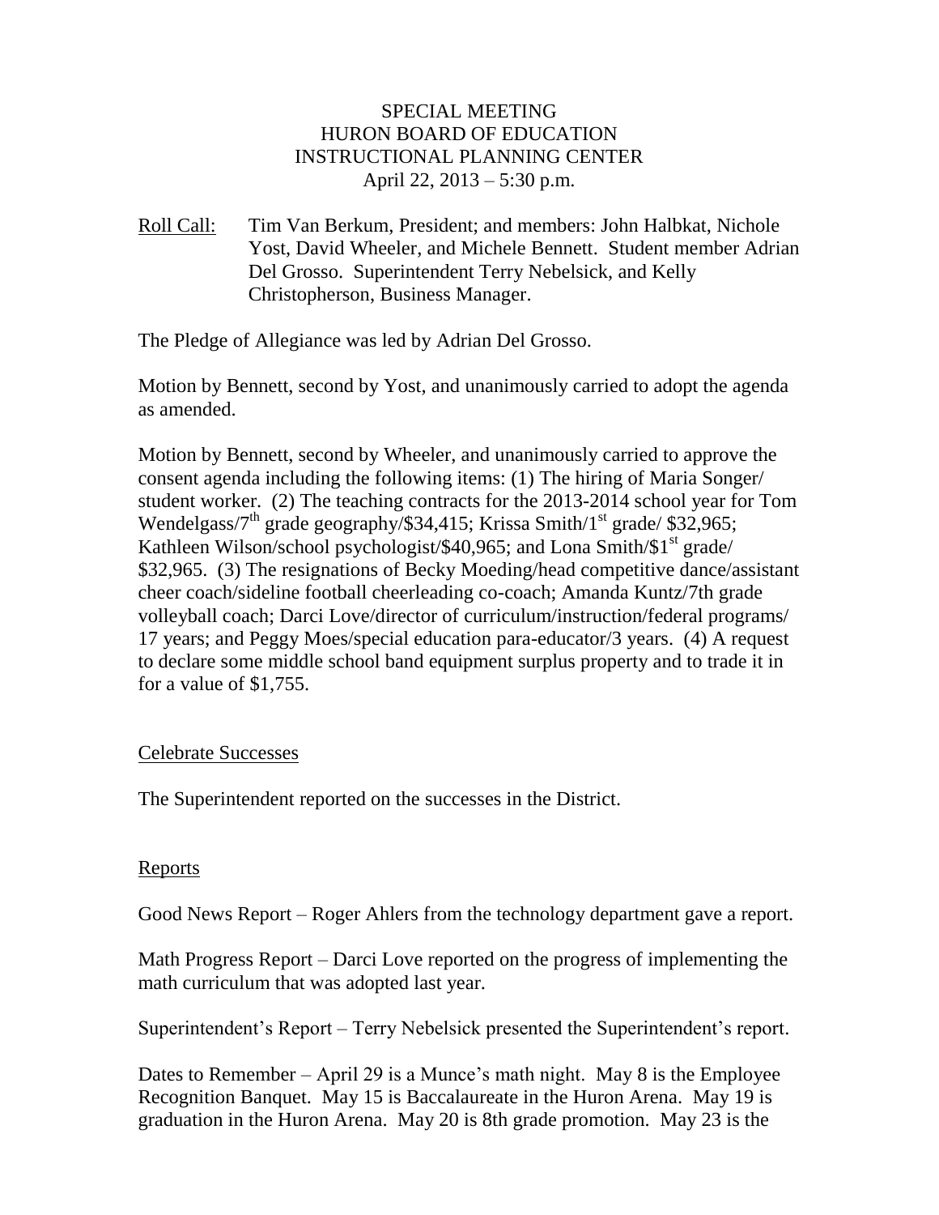# SPECIAL MEETING
# HURON BOARD OF EDUCATION
# INSTRUCTIONAL PLANNING CENTER
April 22, 2013 – 5:30 p.m.

Roll Call: Tim Van Berkum, President; and members: John Halbkat, Nichole Yost, David Wheeler, and Michele Bennett. Student member Adrian Del Grosso. Superintendent Terry Nebelsick, and Kelly Christopherson, Business Manager.

The Pledge of Allegiance was led by Adrian Del Grosso.

Motion by Bennett, second by Yost, and unanimously carried to adopt the agenda as amended.

Motion by Bennett, second by Wheeler, and unanimously carried to approve the consent agenda including the following items: (1) The hiring of Maria Songer/student worker. (2) The teaching contracts for the 2013-2014 school year for Tom Wendelgass/7th grade geography/$34,415; Krissa Smith/1st grade/ $32,965; Kathleen Wilson/school psychologist/$40,965; and Lona Smith/$1st grade/ $32,965. (3) The resignations of Becky Moeding/head competitive dance/assistant cheer coach/sideline football cheerleading co-coach; Amanda Kuntz/7th grade volleyball coach; Darci Love/director of curriculum/instruction/federal programs/ 17 years; and Peggy Moes/special education para-educator/3 years. (4) A request to declare some middle school band equipment surplus property and to trade it in for a value of $1,755.

## Celebrate Successes

The Superintendent reported on the successes in the District.

## Reports

Good News Report – Roger Ahlers from the technology department gave a report.

Math Progress Report – Darci Love reported on the progress of implementing the math curriculum that was adopted last year.

Superintendent's Report – Terry Nebelsick presented the Superintendent's report.

Dates to Remember – April 29 is a Munce's math night. May 8 is the Employee Recognition Banquet. May 15 is Baccalaureate in the Huron Arena. May 19 is graduation in the Huron Arena. May 20 is 8th grade promotion. May 23 is the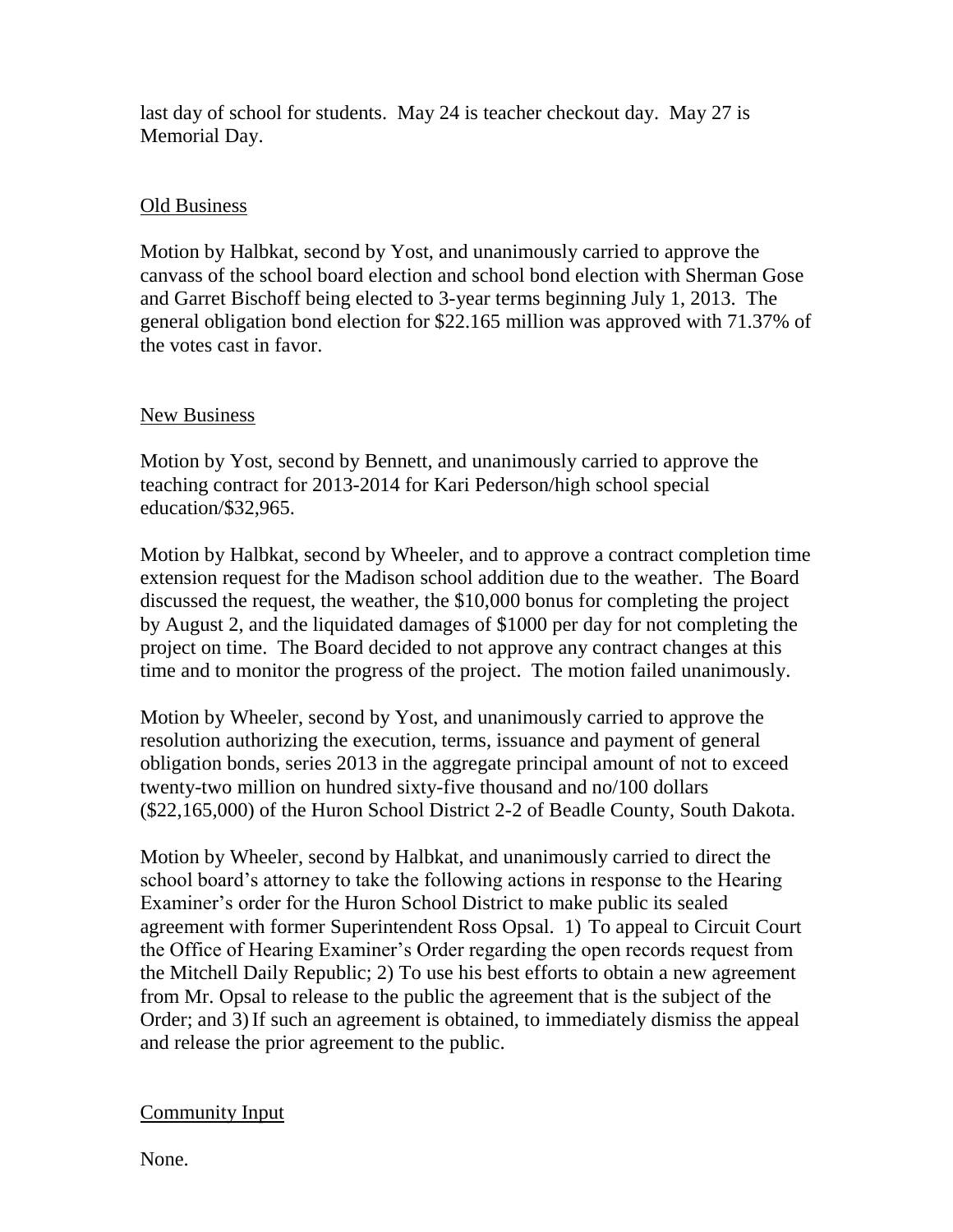last day of school for students. May 24 is teacher checkout day. May 27 is Memorial Day.

## Old Business

Motion by Halbkat, second by Yost, and unanimously carried to approve the canvass of the school board election and school bond election with Sherman Gose and Garret Bischoff being elected to 3-year terms beginning July 1, 2013. The general obligation bond election for $22.165 million was approved with 71.37% of the votes cast in favor.

## New Business

Motion by Yost, second by Bennett, and unanimously carried to approve the teaching contract for 2013-2014 for Kari Pederson/high school special education/$32,965.

Motion by Halbkat, second by Wheeler, and to approve a contract completion time extension request for the Madison school addition due to the weather. The Board discussed the request, the weather, the $10,000 bonus for completing the project by August 2, and the liquidated damages of $1000 per day for not completing the project on time. The Board decided to not approve any contract changes at this time and to monitor the progress of the project. The motion failed unanimously.

Motion by Wheeler, second by Yost, and unanimously carried to approve the resolution authorizing the execution, terms, issuance and payment of general obligation bonds, series 2013 in the aggregate principal amount of not to exceed twenty-two million on hundred sixty-five thousand and no/100 dollars ($22,165,000) of the Huron School District 2-2 of Beadle County, South Dakota.

Motion by Wheeler, second by Halbkat, and unanimously carried to direct the school board's attorney to take the following actions in response to the Hearing Examiner's order for the Huron School District to make public its sealed agreement with former Superintendent Ross Opsal. 1) To appeal to Circuit Court the Office of Hearing Examiner's Order regarding the open records request from the Mitchell Daily Republic; 2) To use his best efforts to obtain a new agreement from Mr. Opsal to release to the public the agreement that is the subject of the Order; and 3) If such an agreement is obtained, to immediately dismiss the appeal and release the prior agreement to the public.

## Community Input

None.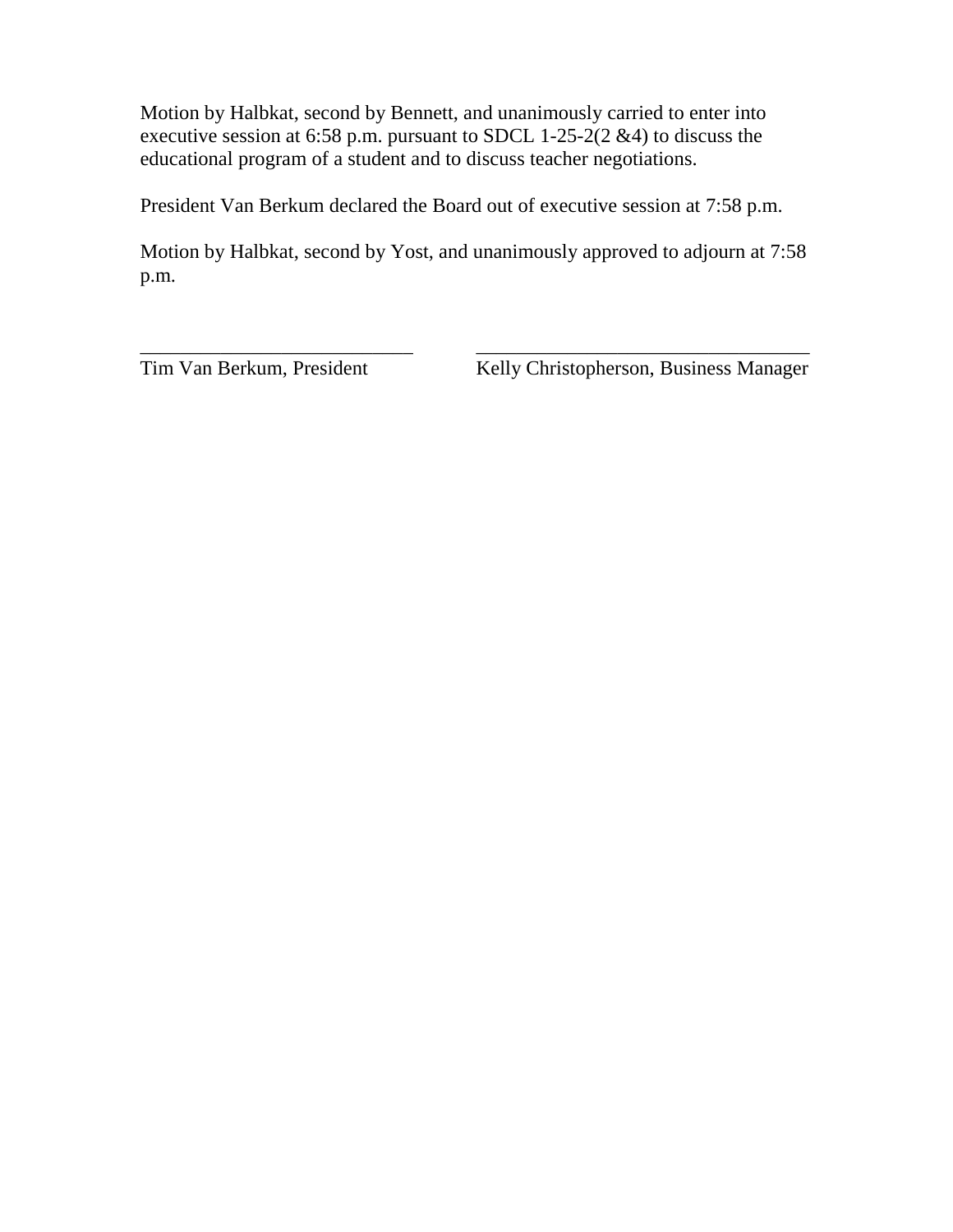Motion by Halbkat, second by Bennett, and unanimously carried to enter into executive session at 6:58 p.m. pursuant to SDCL 1-25-2(2 &4) to discuss the educational program of a student and to discuss teacher negotiations.

President Van Berkum declared the Board out of executive session at 7:58 p.m.

Motion by Halbkat, second by Yost, and unanimously approved to adjourn at 7:58 p.m.

| | |
|---|---|
| ____________________________ | __________________________________ |
| Tim Van Berkum, President | Kelly Christopherson, Business Manager |